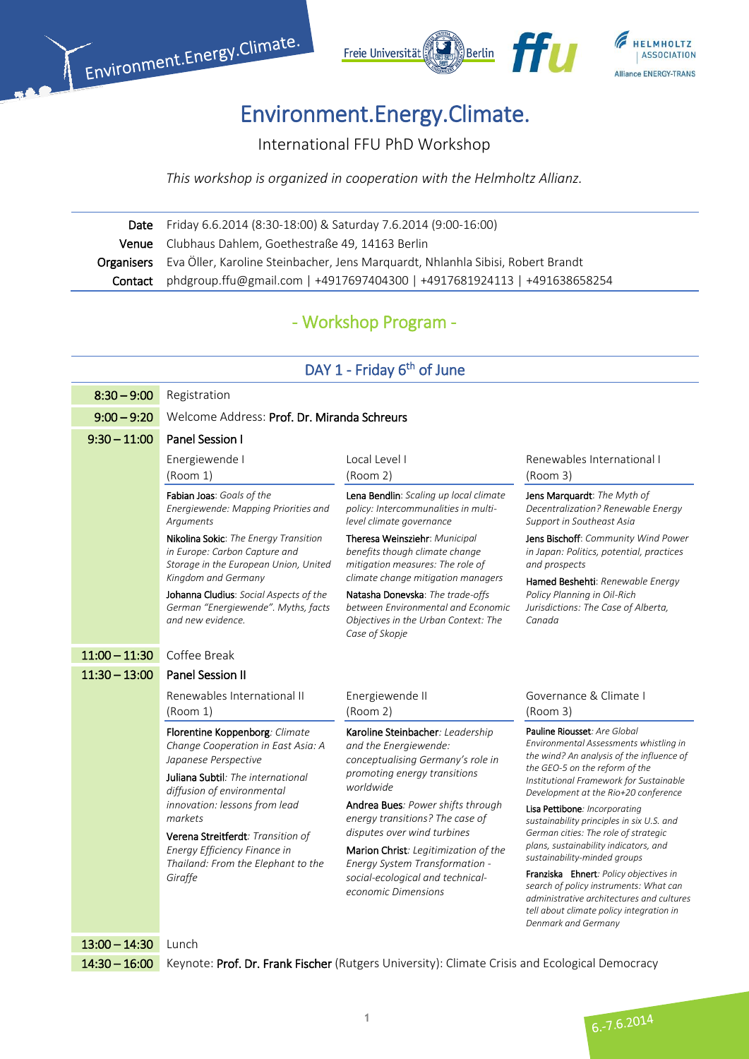# Environment.Energy.Climate.

International FFU PhD Workshop

*This workshop is organized in cooperation with the Helmholtz Allianz.*

| | |
|---|---|
| **Date** | Friday 6.6.2014 (8:30-18:00) & Saturday 7.6.2014 (9:00-16:00) |
| **Venue** | Clubhaus Dahlem, Goethestraße 49, 14163 Berlin |
| **Organisers** | Eva Öller, Karoline Steinbacher, Jens Marquardt, Nhlanhla Sibisi, Robert Brandt |
| **Contact** | phdgroup.ffu@gmail.com \| +4917697404300 \| +4917681924113 \| +491638658254 |

## - Workshop Program -

### DAY 1 - Friday 6th of June

| Time | Program | | |
|---|---|---|---|
| 8:30 – 9:00 | Registration | | |
| 9:00 – 9:20 | Welcome Address: **Prof. Dr. Miranda Schreurs** | | |
| 9:30 – 11:00 | **Panel Session I** | | |
| | Energiewende I (Room 1) | Local Level I (Room 2) | Renewables International I (Room 3) |
| | **Fabian Joas**: *Goals of the Energiewende: Mapping Priorities and Arguments* | **Lena Bendlin**: *Scaling up local climate policy: Intercommunalities in multi-level climate governance* | **Jens Marquardt**: *The Myth of Decentralization? Renewable Energy Support in Southeast Asia* |
| | **Nikolina Sokic**: *The Energy Transition in Europe: Carbon Capture and Storage in the European Union, United Kingdom and Germany* | **Theresa Weinsziehr**: *Municipal benefits though climate change mitigation measures: The role of climate change mitigation managers* | **Jens Bischoff**: *Community Wind Power in Japan: Politics, potential, practices and prospects* |
| | **Johanna Cludius**: *Social Aspects of the German "Energiewende". Myths, facts and new evidence.* | **Natasha Donevska**: *The trade-offs between Environmental and Economic Objectives in the Urban Context: The Case of Skopje* | **Hamed Beshehti**: *Renewable Energy Policy Planning in Oil-Rich Jurisdictions: The Case of Alberta, Canada* |
| 11:00 – 11:30 | Coffee Break | | |
| 11:30 – 13:00 | **Panel Session II** | | |
| | Renewables International II (Room 1) | Energiewende II (Room 2) | Governance & Climate I (Room 3) |
| | **Florentine Koppenborg**: *Climate Change Cooperation in East Asia: A Japanese Perspective* | **Karoline Steinbacher**: *Leadership and the Energiewende: conceptualising Germany's role in promoting energy transitions worldwide* | **Pauline Riousset**: *Are Global Environmental Assessments whistling in the wind? An analysis of the influence of the GEO-5 on the reform of the Institutional Framework for Sustainable Development at the Rio+20 conference* |
| | **Juliana Subtil**: *The international diffusion of environmental innovation: lessons from lead markets* | **Andrea Bues**: *Power shifts through energy transitions? The case of disputes over wind turbines* | **Lisa Pettibone**: *Incorporating sustainability principles in six U.S. and German cities: The role of strategic plans, sustainability indicators, and sustainability-minded groups* |
| | **Verena Streitferdt**: *Transition of Energy Efficiency Finance in Thailand: From the Elephant to the Giraffe* | **Marion Christ**: *Legitimization of the Energy System Transformation - social-ecological and technical-economic Dimensions* | **Franziska Ehnert**: *Policy objectives in search of policy instruments: What can administrative architectures and cultures tell about climate policy integration in Denmark and Germany* |
| 13:00 – 14:30 | Lunch | | |
| 14:30 – 16:00 | Keynote: **Prof. Dr. Frank Fischer** (Rutgers University): Climate Crisis and Ecological Democracy | | |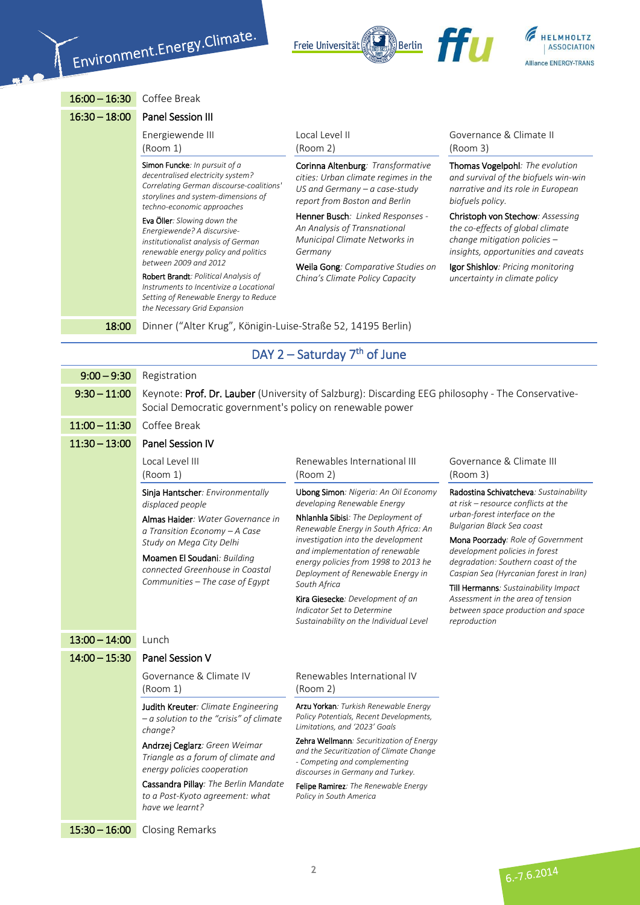| | |
|---|---|
| **16:00 – 16:30** | Coffee Break |
| **16:30 – 18:00** | **Panel Session III** |

**Energiewende III (Room 1)**

**Simon Funcke**: *In pursuit of a decentralised electricity system? Correlating German discourse-coalitions' storylines and system-dimensions of techno-economic approaches*

**Eva Öller**: *Slowing down the Energiewende? A discursive-institutionalist analysis of German renewable energy policy and politics between 2009 and 2012*

**Robert Brandt**: *Political Analysis of Instruments to Incentivize a Locational Setting of Renewable Energy to Reduce the Necessary Grid Expansion*

**Local Level II (Room 2)**

**Corinna Altenburg**: *Transformative cities: Urban climate regimes in the US and Germany – a case-study report from Boston and Berlin*

**Henner Busch**: *Linked Responses - An Analysis of Transnational Municipal Climate Networks in Germany*

**Weila Gong**: *Comparative Studies on China's Climate Policy Capacity*

**Governance & Climate II (Room 3)**

**Thomas Vogelpohl**: *The evolution and survival of the biofuels win-win narrative and its role in European biofuels policy.*

**Christoph von Stechow**: *Assessing the co-effects of global climate change mitigation policies – insights, opportunities and caveats*

**Igor Shishlov**: *Pricing monitoring uncertainty in climate policy*

| | |
|---|---|
| **18:00** | Dinner ("Alter Krug", Königin-Luise-Straße 52, 14195 Berlin) |

## DAY 2 – Saturday 7th of June

| | |
|---|---|
| **9:00 – 9:30** | Registration |
| **9:30 – 11:00** | Keynote: **Prof. Dr. Lauber** (University of Salzburg): Discarding EEG philosophy - The Conservative-Social Democratic government's policy on renewable power |
| **11:00 – 11:30** | Coffee Break |
| **11:30 – 13:00** | **Panel Session IV** |

**Local Level III (Room 1)**

**Sinja Hantscher**: *Environmentally displaced people*

**Almas Haider**: *Water Governance in a Transition Economy – A Case Study on Mega City Delhi*

**Moamen El Soudani**: *Building connected Greenhouse in Coastal Communities – The case of Egypt*

**Renewables International III (Room 2)**

**Ubong Simon**: *Nigeria: An Oil Economy developing Renewable Energy*

**Nhlanhla Sibisi**: *The Deployment of Renewable Energy in South Africa: An investigation into the development and implementation of renewable energy policies from 1998 to 2013 he Deployment of Renewable Energy in South Africa*

**Kira Giesecke**: *Development of an Indicator Set to Determine Sustainability on the Individual Level*

**Governance & Climate III (Room 3)**

**Radostina Schivatcheva**: *Sustainability at risk – resource conflicts at the urban-forest interface on the Bulgarian Black Sea coast*

**Mona Poorzady**: *Role of Government development policies in forest degradation: Southern coast of the Caspian Sea (Hyrcanian forest in Iran)*

**Till Hermanns**: *Sustainability Impact Assessment in the area of tension between space production and space reproduction*

| | |
|---|---|
| **13:00 – 14:00** | Lunch |
| **14:00 – 15:30** | **Panel Session V** |

**Governance & Climate IV (Room 1)**

**Judith Kreuter**: *Climate Engineering – a solution to the "crisis" of climate change?*

**Andrzej Ceglarz**: *Green Weimar Triangle as a forum of climate and energy policies cooperation*

**Cassandra Pillay**: *The Berlin Mandate to a Post-Kyoto agreement: what have we learnt?*

**Renewables International IV (Room 2)**

**Arzu Yorkan**: *Turkish Renewable Energy Policy Potentials, Recent Developments, Limitations, and '2023' Goals*

**Zehra Wellmann**: *Securitization of Energy and the Securitization of Climate Change - Competing and complementing discourses in Germany and Turkey.*

**Felipe Ramirez**: *The Renewable Energy Policy in South America*

| | |
|---|---|
| **15:30 – 16:00** | Closing Remarks |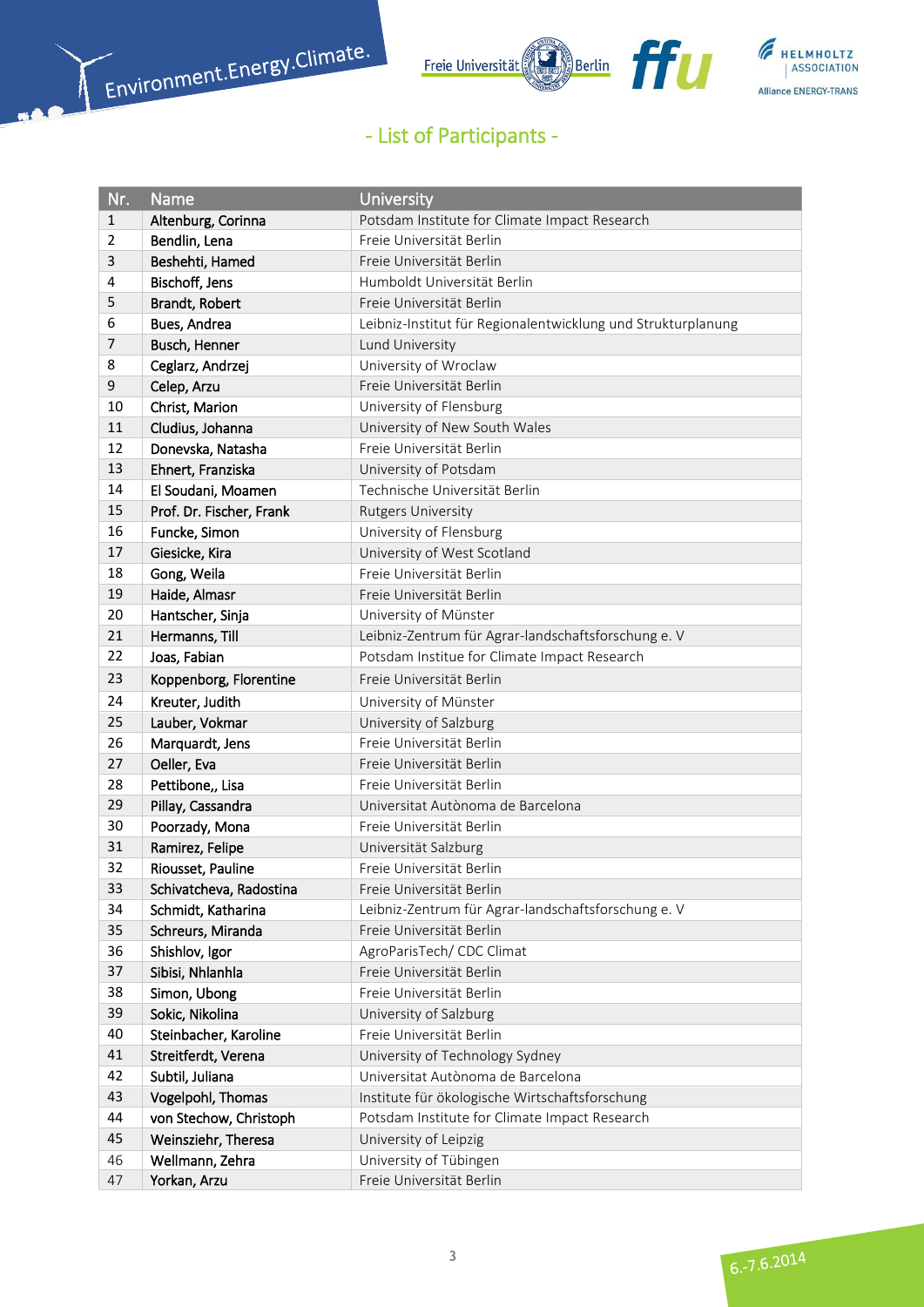## - List of Participants -

| Nr. | Name | University |
|---|---|---|
| 1 | Altenburg, Corinna | Potsdam Institute for Climate Impact Research |
| 2 | Bendlin, Lena | Freie Universität Berlin |
| 3 | Beshehti, Hamed | Freie Universität Berlin |
| 4 | Bischoff, Jens | Humboldt Universität Berlin |
| 5 | Brandt, Robert | Freie Universität Berlin |
| 6 | Bues, Andrea | Leibniz-Institut für Regionalentwicklung und Strukturplanung |
| 7 | Busch, Henner | Lund University |
| 8 | Ceglarz, Andrzej | University of Wroclaw |
| 9 | Celep, Arzu | Freie Universität Berlin |
| 10 | Christ, Marion | University of Flensburg |
| 11 | Cludius, Johanna | University of New South Wales |
| 12 | Donevska, Natasha | Freie Universität Berlin |
| 13 | Ehnert, Franziska | University of Potsdam |
| 14 | El Soudani, Moamen | Technische Universität Berlin |
| 15 | Prof. Dr. Fischer, Frank | Rutgers University |
| 16 | Funcke, Simon | University of Flensburg |
| 17 | Giesicke, Kira | University of West Scotland |
| 18 | Gong, Weila | Freie Universität Berlin |
| 19 | Haide, Almasr | Freie Universität Berlin |
| 20 | Hantscher, Sinja | University of Münster |
| 21 | Hermanns, Till | Leibniz-Zentrum für Agrar-landschaftsforschung e. V |
| 22 | Joas, Fabian | Potsdam Institue for Climate Impact Research |
| 23 | Koppenborg, Florentine | Freie Universität Berlin |
| 24 | Kreuter, Judith | University of Münster |
| 25 | Lauber, Vokmar | University of Salzburg |
| 26 | Marquardt, Jens | Freie Universität Berlin |
| 27 | Oeller, Eva | Freie Universität Berlin |
| 28 | Pettibone,, Lisa | Freie Universität Berlin |
| 29 | Pillay, Cassandra | Universitat Autònoma de Barcelona |
| 30 | Poorzady, Mona | Freie Universität Berlin |
| 31 | Ramirez, Felipe | Universität Salzburg |
| 32 | Riousset, Pauline | Freie Universität Berlin |
| 33 | Schivatcheva, Radostina | Freie Universität Berlin |
| 34 | Schmidt, Katharina | Leibniz-Zentrum für Agrar-landschaftsforschung e. V |
| 35 | Schreurs, Miranda | Freie Universität Berlin |
| 36 | Shishlov, Igor | AgroParisTech/ CDC Climat |
| 37 | Sibisi, Nhlanhla | Freie Universität Berlin |
| 38 | Simon, Ubong | Freie Universität Berlin |
| 39 | Sokic, Nikolina | University of Salzburg |
| 40 | Steinbacher, Karoline | Freie Universität Berlin |
| 41 | Streitferdt, Verena | University of Technology Sydney |
| 42 | Subtil, Juliana | Universitat Autònoma de Barcelona |
| 43 | Vogelpohl, Thomas | Institute für ökologische Wirtschaftsforschung |
| 44 | von Stechow, Christoph | Potsdam Institute for Climate Impact Research |
| 45 | Weinsziehr, Theresa | University of Leipzig |
| 46 | Wellmann, Zehra | University of Tübingen |
| 47 | Yorkan, Arzu | Freie Universität Berlin |